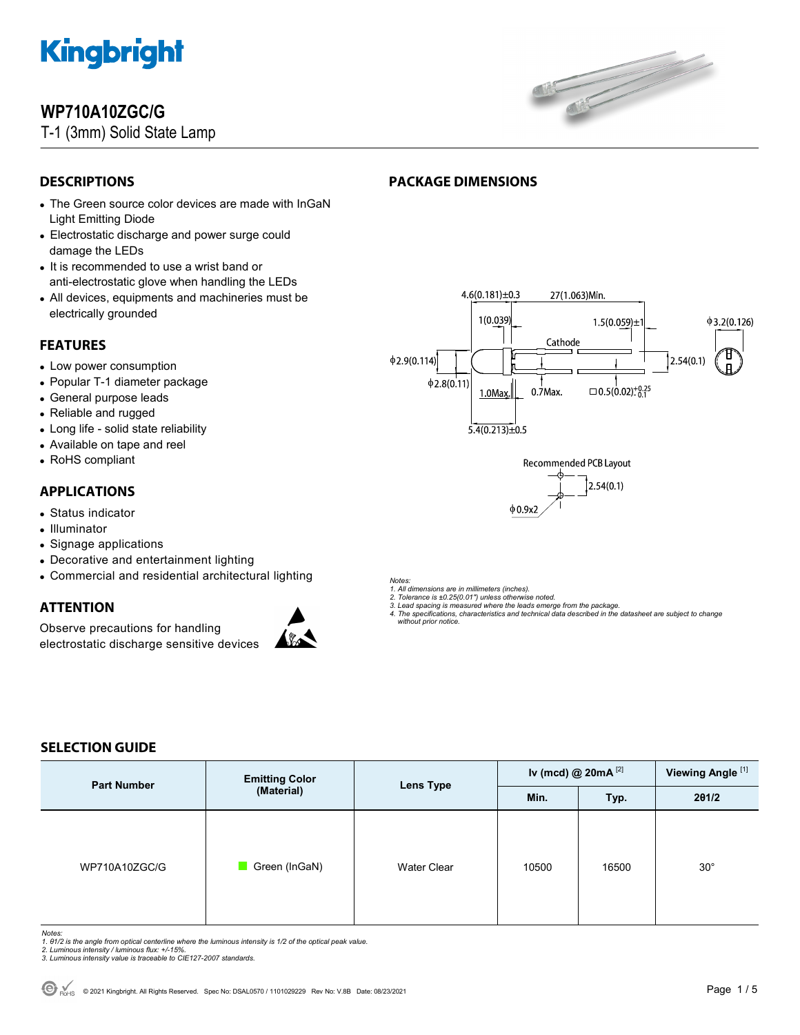# WP710A10ZGC/G

T-1 (3mm) Solid State Lamp

## DESCRIPTIONS

- The Green source color devices are made with InGaN Light Emitting Diode
- Electrostatic discharge and power surge could damage the LEDs
- It is recommended to use a wrist band or anti-electrostatic glove when handling the LEDs
- All devices, equipments and machineries must be electrically grounded

## FEATURES

- Low power consumption
- Popular T-1 diameter package
- General purpose leads
- Reliable and rugged
- Long life - solid state reliability
- Available on tape and reel
- RoHS compliant

## APPLICATIONS

- Status indicator
- Illuminator
- Signage applications
- Decorative and entertainment lighting
- Commercial and residential architectural lighting

## ATTENTION

Observe precautions for handling electrostatic discharge sensitive devices

## PACKAGE DIMENSIONS

Recommended PCB Layout

*Notes:*
*1. All dimensions are in millimeters (inches).*
*2. Tolerance is ±0.25(0.01") unless otherwise noted.*
*3. Lead spacing is measured where the leads emerge from the package.*
*4. The specifications, characteristics and technical data described in the datasheet are subject to change without prior notice.*

## SELECTION GUIDE

| Part Number | Emitting Color (Material) | Lens Type | Iv (mcd) @ 20mA [2] | | Viewing Angle [1] |
|---|---|---|---|---|---|
| | | | Min. | Typ. | 2θ1/2 |
| WP710A10ZGC/G | Green (InGaN) | Water Clear | 10500 | 16500 | 30° |

*Notes:*
*1. θ1/2 is the angle from optical centerline where the luminous intensity is 1/2 of the optical peak value.*
*2. Luminous intensity / luminous flux: +/-15%.*
*3. Luminous intensity value is traceable to CIE127-2007 standards.*

© 2021 Kingbright. All Rights Reserved. Spec No: DSAL0570 / 1101029229 Rev No: V.8B Date: 08/23/2021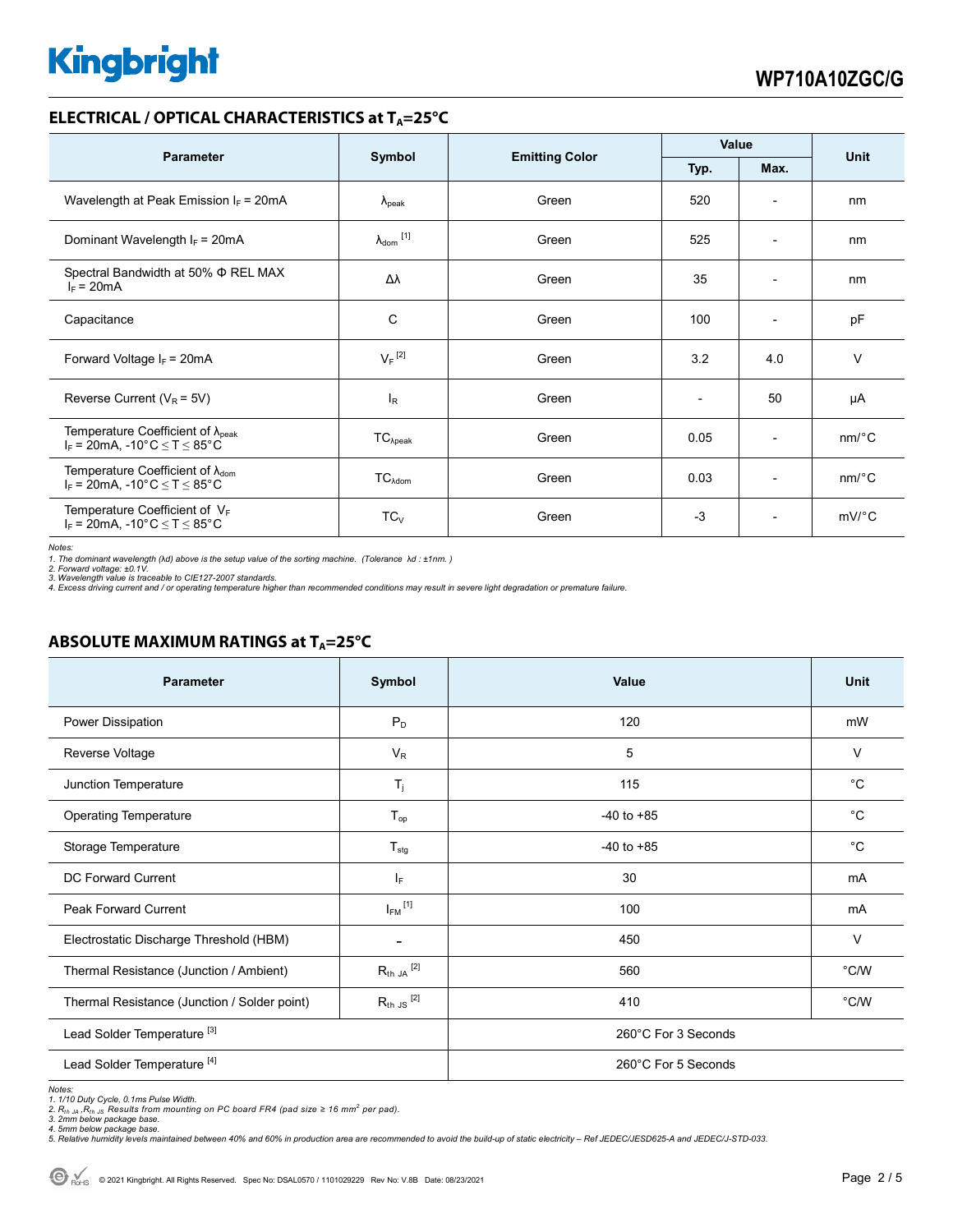## ELECTRICAL / OPTICAL CHARACTERISTICS at $T_A$=25°C

| Parameter | Symbol | Emitting Color | Value | | Unit |
|---|---|---|---|---|---|
| | | | Typ. | Max. | |
| Wavelength at Peak Emission $I_F$ = 20mA | $\lambda_{peak}$ | Green | 520 | - | nm |
| Dominant Wavelength $I_F$ = 20mA | $\lambda_{dom}$ [1] | Green | 525 | - | nm |
| Spectral Bandwidth at 50% Φ REL MAX $I_F$ = 20mA | Δλ | Green | 35 | - | nm |
| Capacitance | C | Green | 100 | - | pF |
| Forward Voltage $I_F$ = 20mA | $V_F$ [2] | Green | 3.2 | 4.0 | V |
| Reverse Current ($V_R$ = 5V) | $I_R$ | Green | - | 50 | μA |
| Temperature Coefficient of $\lambda_{peak}$ $I_F$ = 20mA, -10°C ≤ T ≤ 85°C | $TC_{\lambda peak}$ | Green | 0.05 | - | nm/°C |
| Temperature Coefficient of $\lambda_{dom}$ $I_F$ = 20mA, -10°C ≤ T ≤ 85°C | $TC_{\lambda dom}$ | Green | 0.03 | - | nm/°C |
| Temperature Coefficient of $V_F$ $I_F$ = 20mA, -10°C ≤ T ≤ 85°C | $TC_V$ | Green | -3 | - | mV/°C |

*Notes:*
*1. The dominant wavelength (λd) above is the setup value of the sorting machine. (Tolerance λd : ±1nm. )*
*2. Forward voltage: ±0.1V.*
*3. Wavelength value is traceable to CIE127-2007 standards.*
*4. Excess driving current and / or operating temperature higher than recommended conditions may result in severe light degradation or premature failure.*

## ABSOLUTE MAXIMUM RATINGS at $T_A$=25°C

| Parameter | Symbol | Value | Unit |
|---|---|---|---|
| Power Dissipation | $P_D$ | 120 | mW |
| Reverse Voltage | $V_R$ | 5 | V |
| Junction Temperature | $T_j$ | 115 | °C |
| Operating Temperature | $T_{op}$ | -40 to +85 | °C |
| Storage Temperature | $T_{stg}$ | -40 to +85 | °C |
| DC Forward Current | $I_F$ | 30 | mA |
| Peak Forward Current | $I_{FM}$ [1] | 100 | mA |
| Electrostatic Discharge Threshold (HBM) | - | 450 | V |
| Thermal Resistance (Junction / Ambient) | $R_{th\ JA}$ [2] | 560 | °C/W |
| Thermal Resistance (Junction / Solder point) | $R_{th\ JS}$ [2] | 410 | °C/W |
| Lead Solder Temperature [3] | | 260°C For 3 Seconds | |
| Lead Solder Temperature [4] | | 260°C For 5 Seconds | |

*Notes:*
*1. 1/10 Duty Cycle, 0.1ms Pulse Width.*
*2. $R_{th\ JA}$ ,$R_{th\ JS}$ Results from mounting on PC board FR4 (pad size ≥ 16 mm² per pad).*
*3. 2mm below package base.*
*4. 5mm below package base.*
*5. Relative humidity levels maintained between 40% and 60% in production area are recommended to avoid the build-up of static electricity – Ref JEDEC/JESD625-A and JEDEC/J-STD-033.*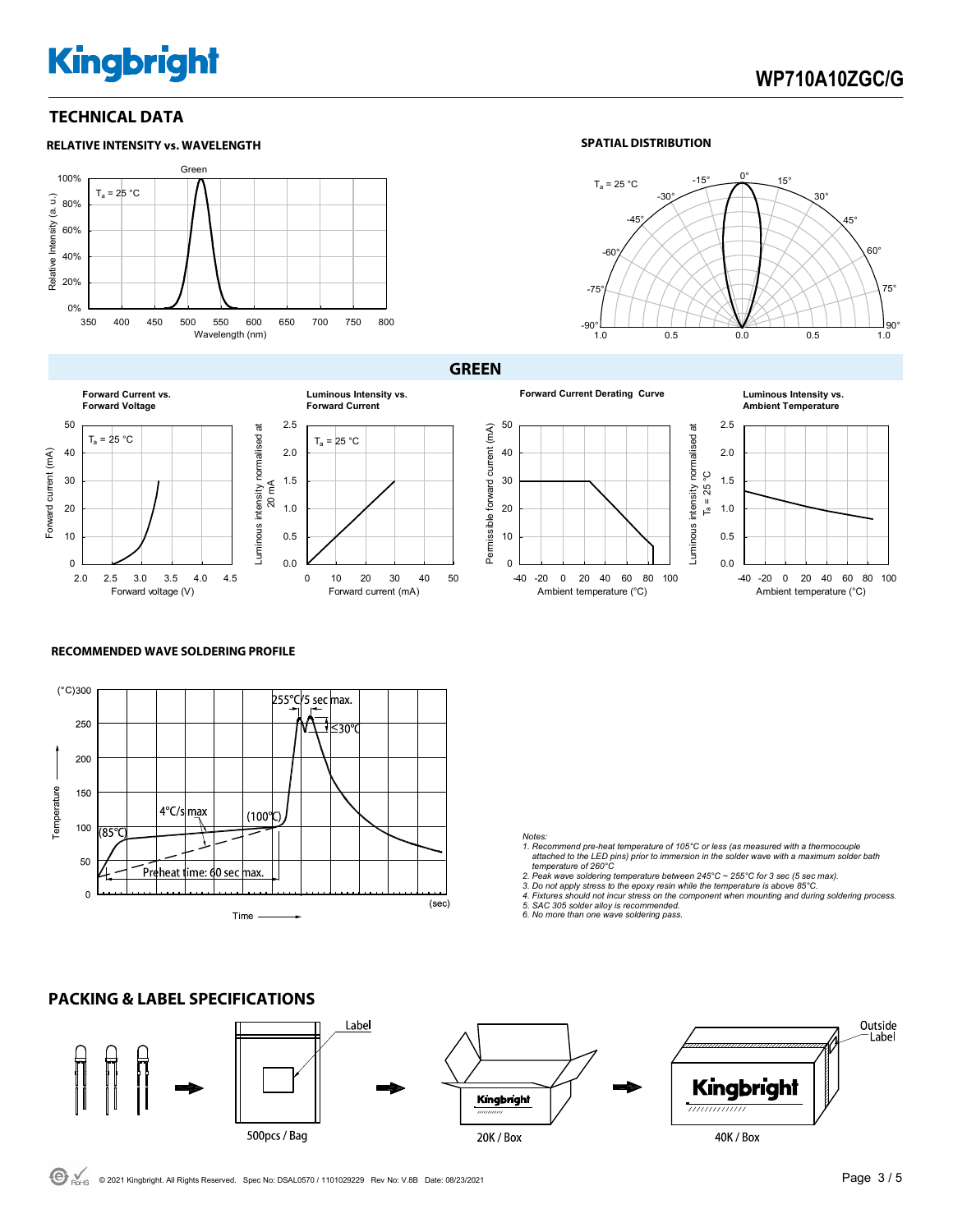## TECHNICAL DATA

### RELATIVE INTENSITY vs. WAVELENGTH

### SPATIAL DISTRIBUTION

## GREEN

**Forward Current vs. Forward Voltage**

**Luminous Intensity vs. Forward Current**

**Forward Current Derating Curve**

**Luminous Intensity vs. Ambient Temperature**

### RECOMMENDED WAVE SOLDERING PROFILE

*Notes:*

1. *Recommend pre-heat temperature of 105°C or less (as measured with a thermocouple attached to the LED pins) prior to immersion in the solder wave with a maximum solder bath temperature of 260°C*
2. *Peak wave soldering temperature between 245°C ~ 255°C for 3 sec (5 sec max).*
3. *Do not apply stress to the epoxy resin while the temperature is above 85°C.*
4. *Fixtures should not incur stress on the component when mounting and during soldering process.*
5. *SAC 305 solder alloy is recommended.*
6. *No more than one wave soldering pass.*

## PACKING & LABEL SPECIFICATIONS

500pcs / Bag → 20K / Box → 40K / Box

© 2021 Kingbright. All Rights Reserved. Spec No: DSAL0570 / 1101029229 Rev No: V.8B Date: 08/23/2021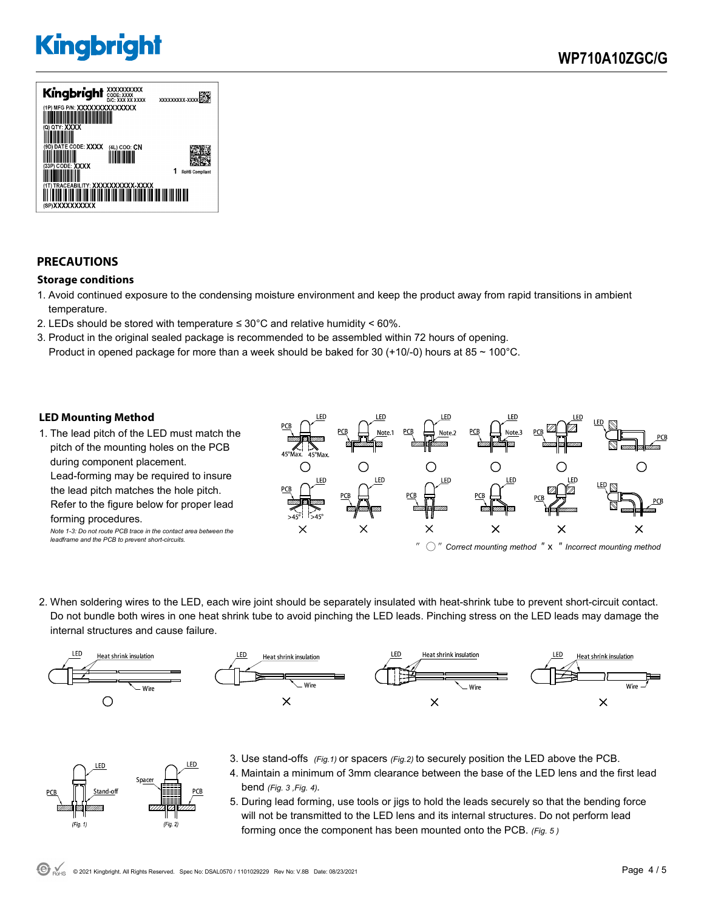## PRECAUTIONS

### Storage conditions

1. Avoid continued exposure to the condensing moisture environment and keep the product away from rapid transitions in ambient temperature.
2. LEDs should be stored with temperature ≤ 30°C and relative humidity < 60%.
3. Product in the original sealed package is recommended to be assembled within 72 hours of opening.
   Product in opened package for more than a week should be baked for 30 (+10/-0) hours at 85 ~ 100°C.

### LED Mounting Method

1. The lead pitch of the LED must match the pitch of the mounting holes on the PCB during component placement. Lead-forming may be required to insure the lead pitch matches the hole pitch. Refer to the figure below for proper lead forming procedures.

*Note 1-3: Do not route PCB trace in the contact area between the leadframe and the PCB to prevent short-circuits.*

*" ○ " Correct mounting method " x " Incorrect mounting method*

2. When soldering wires to the LED, each wire joint should be separately insulated with heat-shrink tube to prevent short-circuit contact. Do not bundle both wires in one heat shrink tube to avoid pinching the LED leads. Pinching stress on the LED leads may damage the internal structures and cause failure.

(Fig. 1) (Fig. 2)

3. Use stand-offs *(Fig.1)* or spacers *(Fig.2)* to securely position the LED above the PCB.
4. Maintain a minimum of 3mm clearance between the base of the LED lens and the first lead bend *(Fig. 3 ,Fig. 4)*.
5. During lead forming, use tools or jigs to hold the leads securely so that the bending force will not be transmitted to the LED lens and its internal structures. Do not perform lead forming once the component has been mounted onto the PCB. *(Fig. 5 )*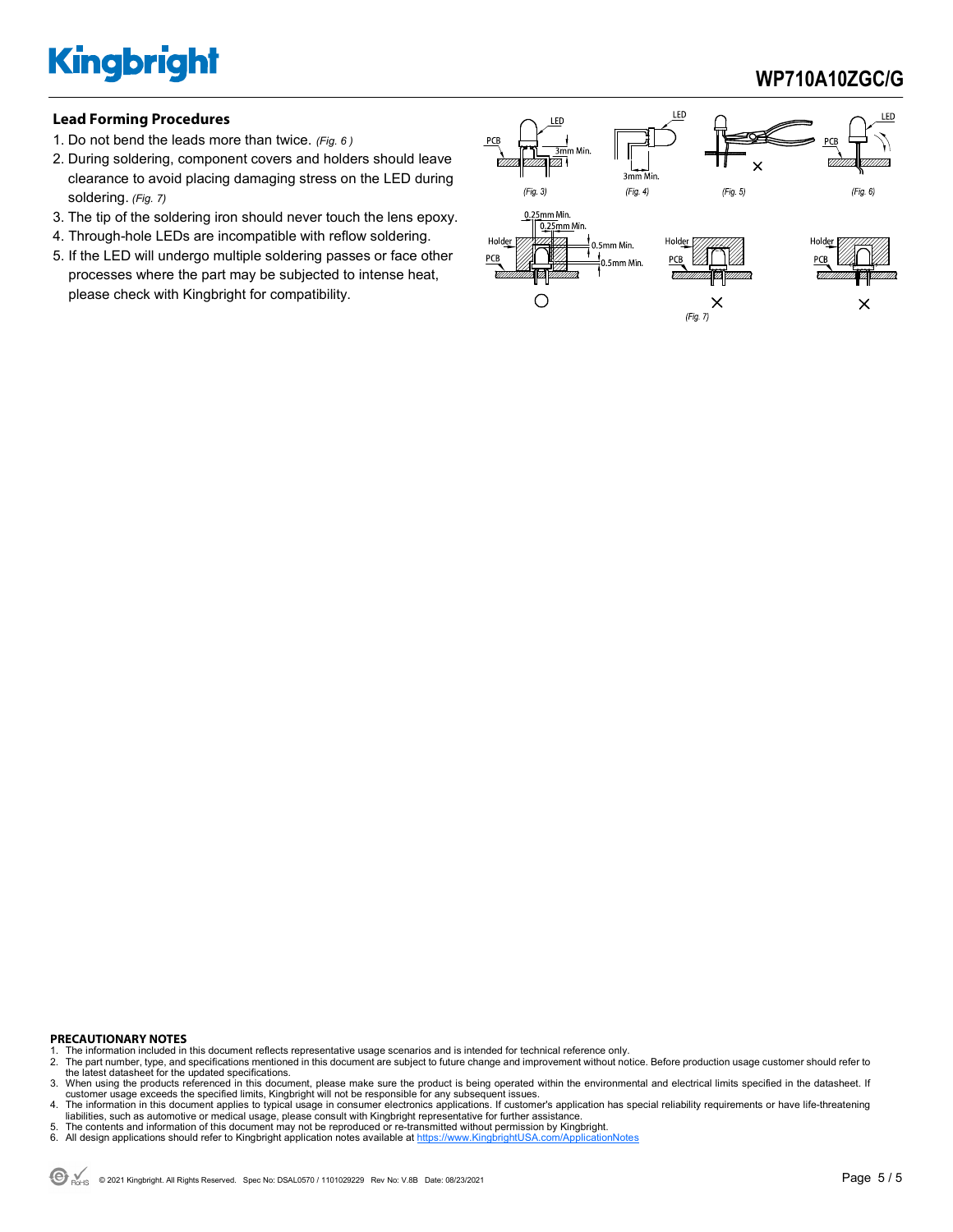## Lead Forming Procedures

1. Do not bend the leads more than twice. *(Fig. 6 )*
2. During soldering, component covers and holders should leave clearance to avoid placing damaging stress on the LED during soldering. *(Fig. 7)*
3. The tip of the soldering iron should never touch the lens epoxy.
4. Through-hole LEDs are incompatible with reflow soldering.
5. If the LED will undergo multiple soldering passes or face other processes where the part may be subjected to intense heat, please check with Kingbright for compatibility.

LED
PCB
3mm Min.
*(Fig. 3)*
LED
3mm Min.
*(Fig. 4)*
×
*(Fig. 5)*
LED
PCB
*(Fig. 6)*

0.25mm Min.
0.25mm Min.
Holder
PCB
0.5mm Min.
0.5mm Min.
○
Holder
PCB
×
*(Fig. 7)*
Holder
PCB
×

**PRECAUTIONARY NOTES**

1. The information included in this document reflects representative usage scenarios and is intended for technical reference only.
2. The part number, type, and specifications mentioned in this document are subject to future change and improvement without notice. Before production usage customer should refer to the latest datasheet for the updated specifications.
3. When using the products referenced in this document, please make sure the product is being operated within the environmental and electrical limits specified in the datasheet. If customer usage exceeds the specified limits, Kingbright will not be responsible for any subsequent issues.
4. The information in this document applies to typical usage in consumer electronics applications. If customer's application has special reliability requirements or have life-threatening liabilities, such as automotive or medical usage, please consult with Kingbright representative for further assistance.
5. The contents and information of this document may not be reproduced or re-transmitted without permission by Kingbright.
6. All design applications should refer to Kingbright application notes available at https://www.KingbrightUSA.com/ApplicationNotes

© 2021 Kingbright. All Rights Reserved. Spec No: DSAL0570 / 1101029229 Rev No: V.8B Date: 08/23/2021